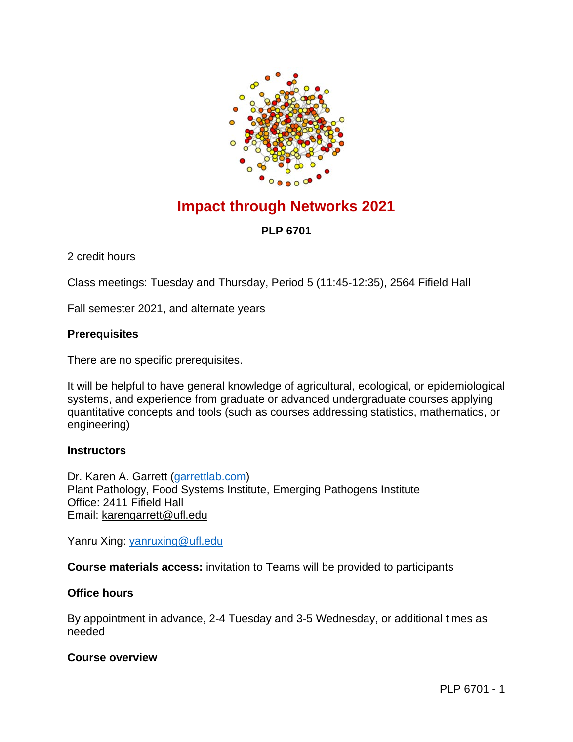# Impact through Networks 2021

**PLP 6701**

2 credit hours

Class meetings: Tuesday and Thursday, Period 5 (11:45-12:35), 2564 Fifield Hall

Fall semester 2021, and alternate years

**Prerequisites**

There are no specific prerequisites.

It will be helpful to have general knowledge of agricultural, ecological, or epidemiological systems, and experience from graduate or advanced undergraduate courses applying quantitative concepts and tools (such as courses addressing statistics, mathematics, or engineering)

**Instructors**

Dr. Karen A. Garrett (garrettlab.com)
Plant Pathology, Food Systems Institute, Emerging Pathogens Institute
Office: 2411 Fifield Hall
Email: karengarrett@ufl.edu

Yanru Xing: yanruxing@ufl.edu

**Course materials access:** invitation to Teams will be provided to participants

**Office hours**

By appointment in advance, 2-4 Tuesday and 3-5 Wednesday, or additional times as needed

**Course overview**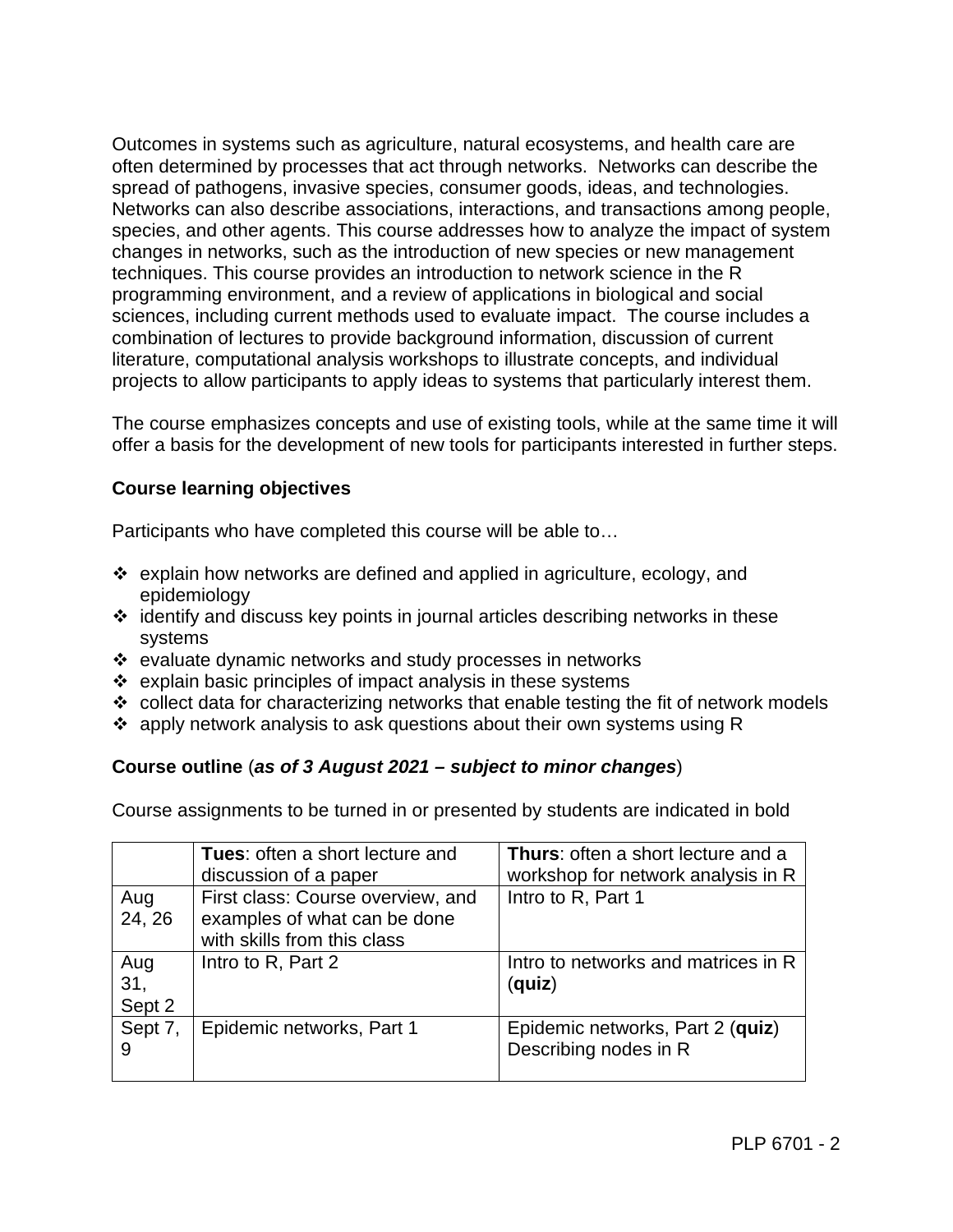Outcomes in systems such as agriculture, natural ecosystems, and health care are often determined by processes that act through networks. Networks can describe the spread of pathogens, invasive species, consumer goods, ideas, and technologies. Networks can also describe associations, interactions, and transactions among people, species, and other agents. This course addresses how to analyze the impact of system changes in networks, such as the introduction of new species or new management techniques. This course provides an introduction to network science in the R programming environment, and a review of applications in biological and social sciences, including current methods used to evaluate impact. The course includes a combination of lectures to provide background information, discussion of current literature, computational analysis workshops to illustrate concepts, and individual projects to allow participants to apply ideas to systems that particularly interest them.

The course emphasizes concepts and use of existing tools, while at the same time it will offer a basis for the development of new tools for participants interested in further steps.

### Course learning objectives

Participants who have completed this course will be able to…

- explain how networks are defined and applied in agriculture, ecology, and epidemiology
- identify and discuss key points in journal articles describing networks in these systems
- evaluate dynamic networks and study processes in networks
- explain basic principles of impact analysis in these systems
- collect data for characterizing networks that enable testing the fit of network models
- apply network analysis to ask questions about their own systems using R

### Course outline (***as of 3 August 2021 – subject to minor changes***)

Course assignments to be turned in or presented by students are indicated in bold

| | **Tues**: often a short lecture and discussion of a paper | **Thurs**: often a short lecture and a workshop for network analysis in R |
|---|---|---|
| Aug 24, 26 | First class: Course overview, and examples of what can be done with skills from this class | Intro to R, Part 1 |
| Aug 31, Sept 2 | Intro to R, Part 2 | Intro to networks and matrices in R (**quiz**) |
| Sept 7, 9 | Epidemic networks, Part 1 | Epidemic networks, Part 2 (**quiz**) Describing nodes in R |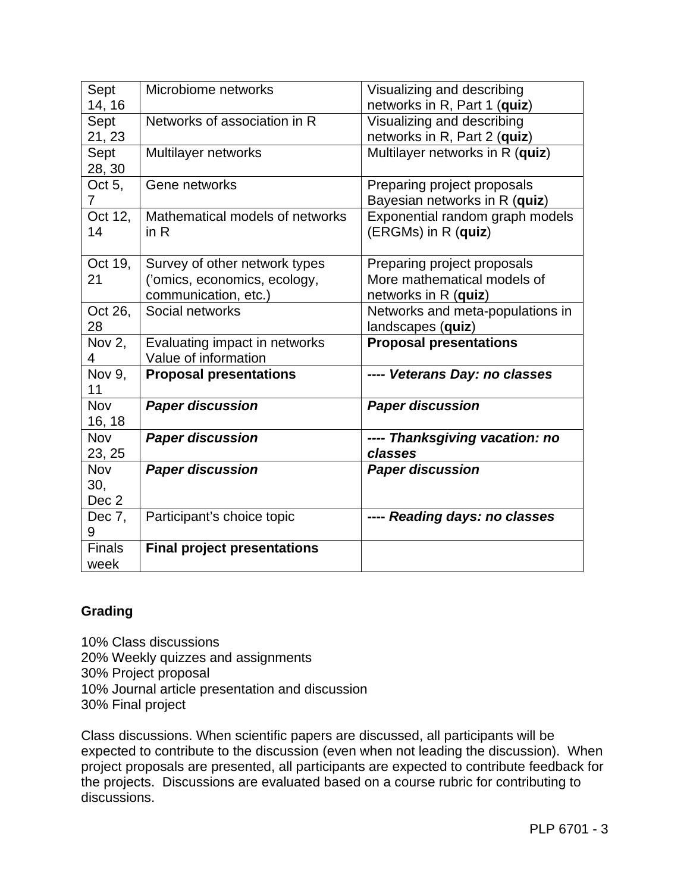| Sept 14, 16 | Microbiome networks | Visualizing and describing networks in R, Part 1 (**quiz**) |
|---|---|---|
| Sept 21, 23 | Networks of association in R | Visualizing and describing networks in R, Part 2 (**quiz**) |
| Sept 28, 30 | Multilayer networks | Multilayer networks in R (**quiz**) |
| Oct 5, 7 | Gene networks | Preparing project proposals<br>Bayesian networks in R (**quiz**) |
| Oct 12, 14 | Mathematical models of networks in R | Exponential random graph models (ERGMs) in R (**quiz**) |
| Oct 19, 21 | Survey of other network types ('omics, economics, ecology, communication, etc.) | Preparing project proposals<br>More mathematical models of networks in R (**quiz**) |
| Oct 26, 28 | Social networks | Networks and meta-populations in landscapes (**quiz**) |
| Nov 2, 4 | Evaluating impact in networks<br>Value of information | **Proposal presentations** |
| Nov 9, 11 | **Proposal presentations** | ***---- Veterans Day: no classes*** |
| Nov 16, 18 | ***Paper discussion*** | ***Paper discussion*** |
| Nov 23, 25 | ***Paper discussion*** | ***---- Thanksgiving vacation: no classes*** |
| Nov 30, Dec 2 | ***Paper discussion*** | ***Paper discussion*** |
| Dec 7, 9 | Participant's choice topic | ***---- Reading days: no classes*** |
| Finals week | **Final project presentations** | |

**Grading**

10% Class discussions
20% Weekly quizzes and assignments
30% Project proposal
10% Journal article presentation and discussion
30% Final project

Class discussions. When scientific papers are discussed, all participants will be expected to contribute to the discussion (even when not leading the discussion). When project proposals are presented, all participants are expected to contribute feedback for the projects. Discussions are evaluated based on a course rubric for contributing to discussions.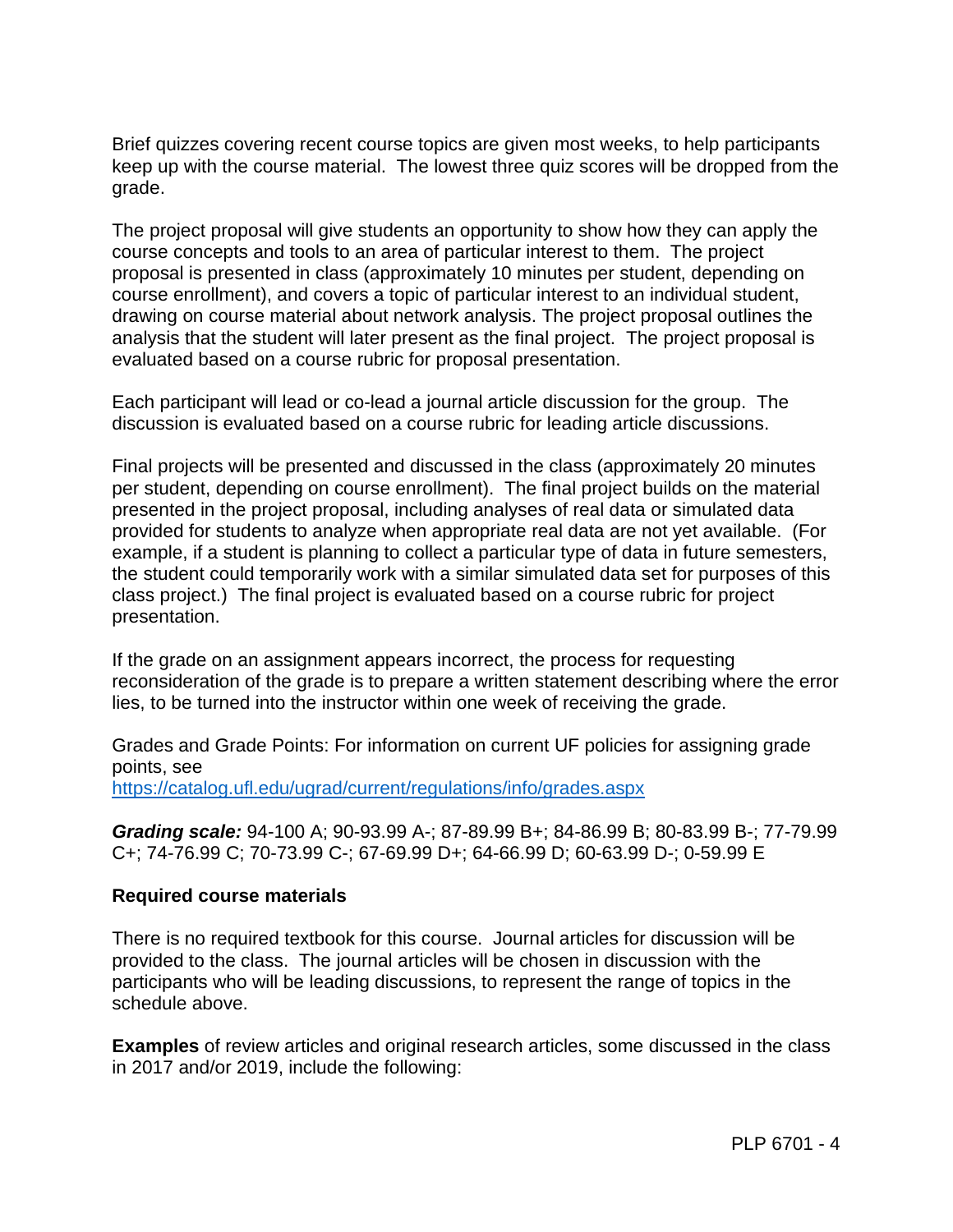Brief quizzes covering recent course topics are given most weeks, to help participants keep up with the course material. The lowest three quiz scores will be dropped from the grade.

The project proposal will give students an opportunity to show how they can apply the course concepts and tools to an area of particular interest to them. The project proposal is presented in class (approximately 10 minutes per student, depending on course enrollment), and covers a topic of particular interest to an individual student, drawing on course material about network analysis. The project proposal outlines the analysis that the student will later present as the final project. The project proposal is evaluated based on a course rubric for proposal presentation.

Each participant will lead or co-lead a journal article discussion for the group. The discussion is evaluated based on a course rubric for leading article discussions.

Final projects will be presented and discussed in the class (approximately 20 minutes per student, depending on course enrollment). The final project builds on the material presented in the project proposal, including analyses of real data or simulated data provided for students to analyze when appropriate real data are not yet available. (For example, if a student is planning to collect a particular type of data in future semesters, the student could temporarily work with a similar simulated data set for purposes of this class project.) The final project is evaluated based on a course rubric for project presentation.

If the grade on an assignment appears incorrect, the process for requesting reconsideration of the grade is to prepare a written statement describing where the error lies, to be turned into the instructor within one week of receiving the grade.

Grades and Grade Points: For information on current UF policies for assigning grade points, see
https://catalog.ufl.edu/ugrad/current/regulations/info/grades.aspx

***Grading scale:*** 94-100 A; 90-93.99 A-; 87-89.99 B+; 84-86.99 B; 80-83.99 B-; 77-79.99 C+; 74-76.99 C; 70-73.99 C-; 67-69.99 D+; 64-66.99 D; 60-63.99 D-; 0-59.99 E

**Required course materials**

There is no required textbook for this course. Journal articles for discussion will be provided to the class. The journal articles will be chosen in discussion with the participants who will be leading discussions, to represent the range of topics in the schedule above.

**Examples** of review articles and original research articles, some discussed in the class in 2017 and/or 2019, include the following: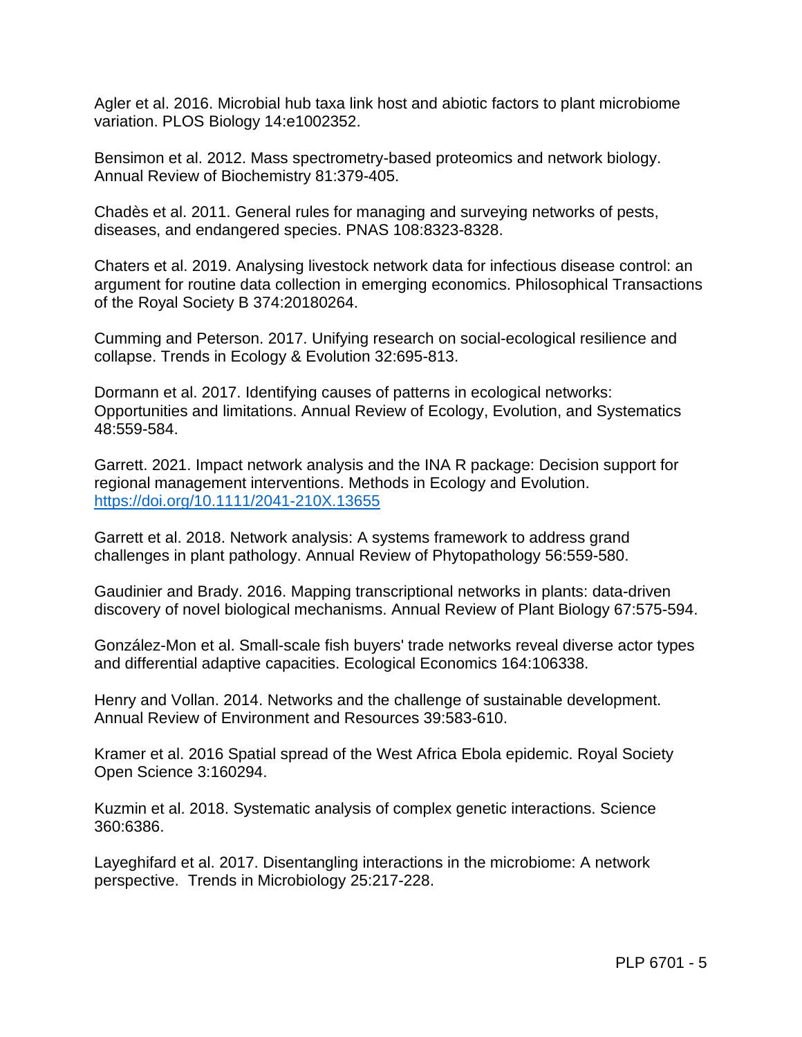Agler et al. 2016. Microbial hub taxa link host and abiotic factors to plant microbiome variation. PLOS Biology 14:e1002352.

Bensimon et al. 2012. Mass spectrometry-based proteomics and network biology. Annual Review of Biochemistry 81:379-405.

Chadès et al. 2011. General rules for managing and surveying networks of pests, diseases, and endangered species. PNAS 108:8323-8328.

Chaters et al. 2019. Analysing livestock network data for infectious disease control: an argument for routine data collection in emerging economics. Philosophical Transactions of the Royal Society B 374:20180264.

Cumming and Peterson. 2017. Unifying research on social-ecological resilience and collapse. Trends in Ecology & Evolution 32:695-813.

Dormann et al. 2017. Identifying causes of patterns in ecological networks: Opportunities and limitations. Annual Review of Ecology, Evolution, and Systematics 48:559-584.

Garrett. 2021. Impact network analysis and the INA R package: Decision support for regional management interventions. Methods in Ecology and Evolution. https://doi.org/10.1111/2041-210X.13655

Garrett et al. 2018. Network analysis: A systems framework to address grand challenges in plant pathology. Annual Review of Phytopathology 56:559-580.

Gaudinier and Brady. 2016. Mapping transcriptional networks in plants: data-driven discovery of novel biological mechanisms. Annual Review of Plant Biology 67:575-594.

González-Mon et al. Small-scale fish buyers' trade networks reveal diverse actor types and differential adaptive capacities. Ecological Economics 164:106338.

Henry and Vollan. 2014. Networks and the challenge of sustainable development. Annual Review of Environment and Resources 39:583-610.

Kramer et al. 2016 Spatial spread of the West Africa Ebola epidemic. Royal Society Open Science 3:160294.

Kuzmin et al. 2018. Systematic analysis of complex genetic interactions. Science 360:6386.

Layeghifard et al. 2017. Disentangling interactions in the microbiome: A network perspective. Trends in Microbiology 25:217-228.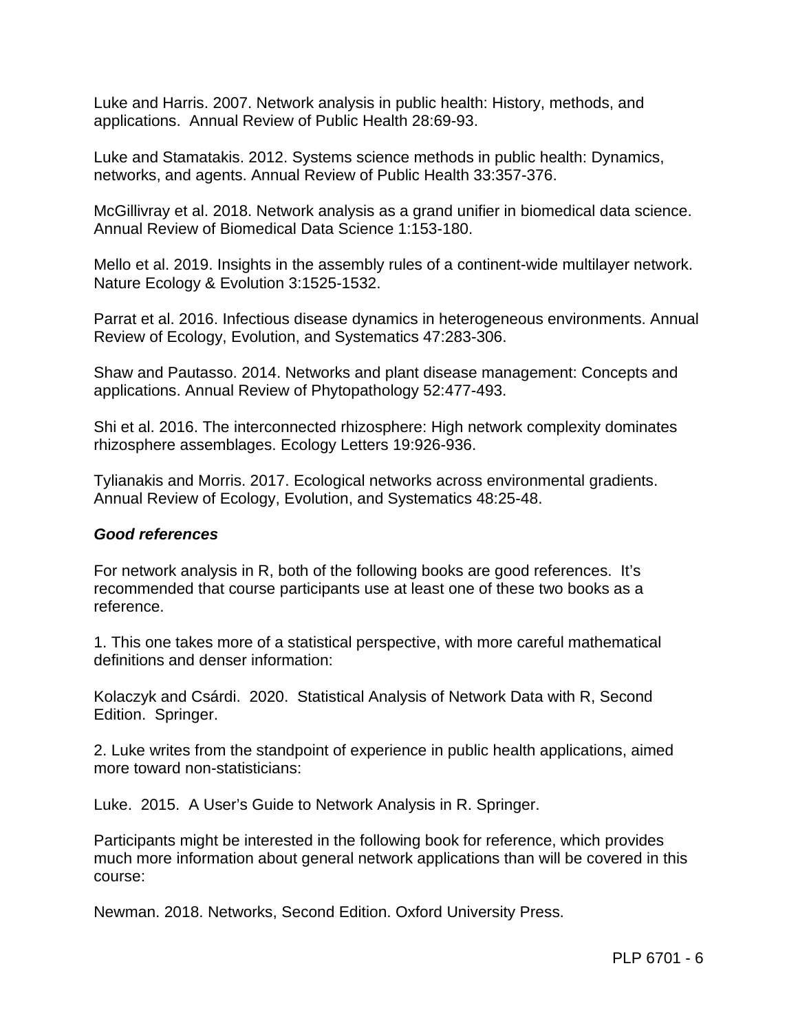Luke and Harris. 2007. Network analysis in public health: History, methods, and applications. Annual Review of Public Health 28:69-93.

Luke and Stamatakis. 2012. Systems science methods in public health: Dynamics, networks, and agents. Annual Review of Public Health 33:357-376.

McGillivray et al. 2018. Network analysis as a grand unifier in biomedical data science. Annual Review of Biomedical Data Science 1:153-180.

Mello et al. 2019. Insights in the assembly rules of a continent-wide multilayer network. Nature Ecology & Evolution 3:1525-1532.

Parrat et al. 2016. Infectious disease dynamics in heterogeneous environments. Annual Review of Ecology, Evolution, and Systematics 47:283-306.

Shaw and Pautasso. 2014. Networks and plant disease management: Concepts and applications. Annual Review of Phytopathology 52:477-493.

Shi et al. 2016. The interconnected rhizosphere: High network complexity dominates rhizosphere assemblages. Ecology Letters 19:926-936.

Tylianakis and Morris. 2017. Ecological networks across environmental gradients. Annual Review of Ecology, Evolution, and Systematics 48:25-48.

***Good references***

For network analysis in R, both of the following books are good references. It's recommended that course participants use at least one of these two books as a reference.

1. This one takes more of a statistical perspective, with more careful mathematical definitions and denser information:

Kolaczyk and Csárdi. 2020. Statistical Analysis of Network Data with R, Second Edition. Springer.

2. Luke writes from the standpoint of experience in public health applications, aimed more toward non-statisticians:

Luke. 2015. A User's Guide to Network Analysis in R. Springer.

Participants might be interested in the following book for reference, which provides much more information about general network applications than will be covered in this course:

Newman. 2018. Networks, Second Edition. Oxford University Press.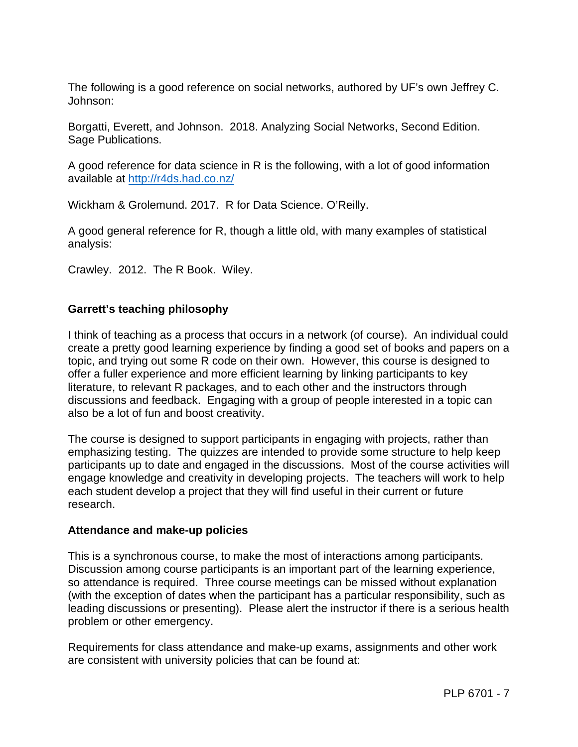The following is a good reference on social networks, authored by UF's own Jeffrey C. Johnson:

Borgatti, Everett, and Johnson. 2018. Analyzing Social Networks, Second Edition. Sage Publications.

A good reference for data science in R is the following, with a lot of good information available at http://r4ds.had.co.nz/

Wickham & Grolemund. 2017. R for Data Science. O'Reilly.

A good general reference for R, though a little old, with many examples of statistical analysis:

Crawley. 2012. The R Book. Wiley.

### Garrett's teaching philosophy

I think of teaching as a process that occurs in a network (of course). An individual could create a pretty good learning experience by finding a good set of books and papers on a topic, and trying out some R code on their own. However, this course is designed to offer a fuller experience and more efficient learning by linking participants to key literature, to relevant R packages, and to each other and the instructors through discussions and feedback. Engaging with a group of people interested in a topic can also be a lot of fun and boost creativity.

The course is designed to support participants in engaging with projects, rather than emphasizing testing. The quizzes are intended to provide some structure to help keep participants up to date and engaged in the discussions. Most of the course activities will engage knowledge and creativity in developing projects. The teachers will work to help each student develop a project that they will find useful in their current or future research.

### Attendance and make-up policies

This is a synchronous course, to make the most of interactions among participants. Discussion among course participants is an important part of the learning experience, so attendance is required. Three course meetings can be missed without explanation (with the exception of dates when the participant has a particular responsibility, such as leading discussions or presenting). Please alert the instructor if there is a serious health problem or other emergency.

Requirements for class attendance and make-up exams, assignments and other work are consistent with university policies that can be found at: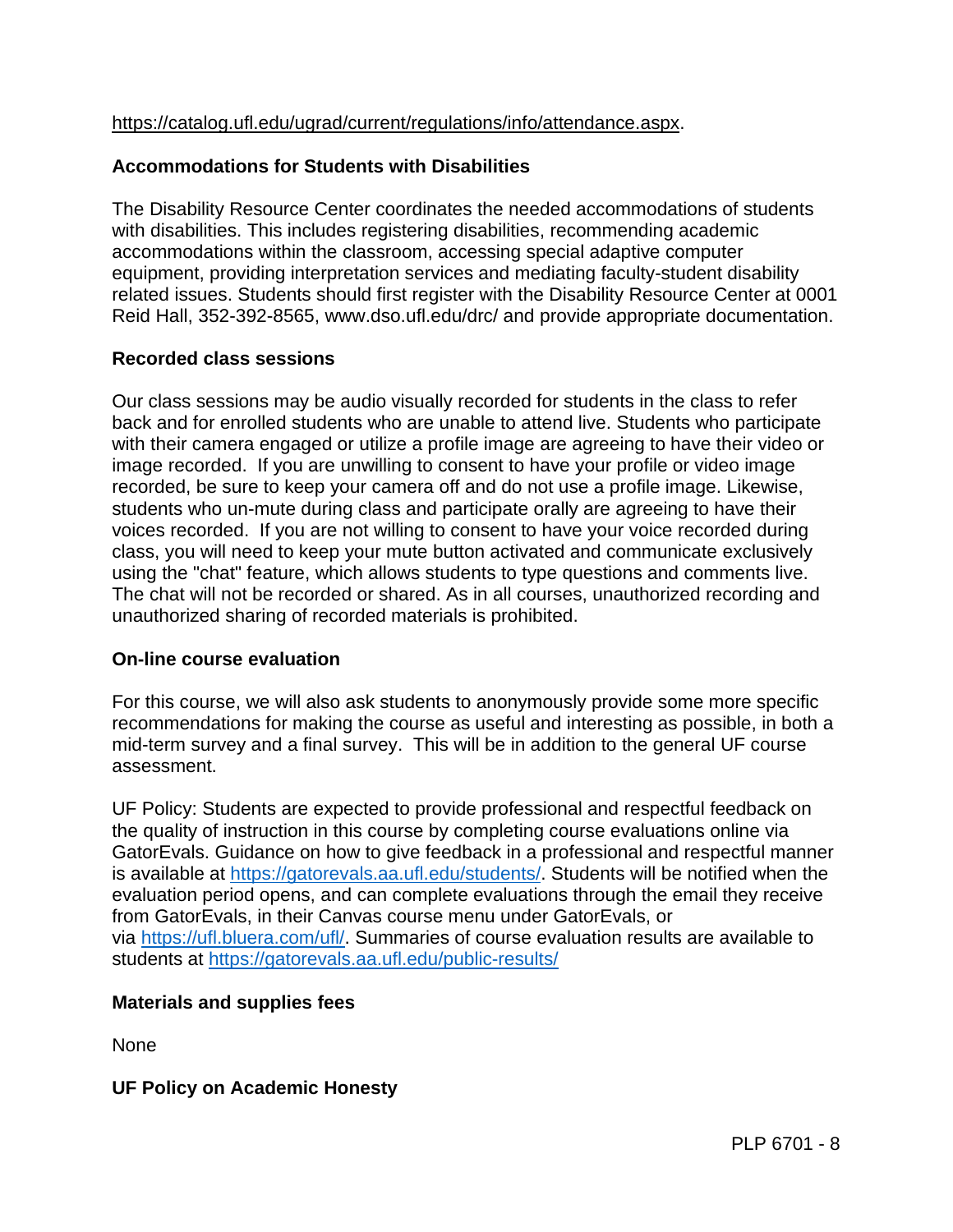https://catalog.ufl.edu/ugrad/current/regulations/info/attendance.aspx.

**Accommodations for Students with Disabilities**

The Disability Resource Center coordinates the needed accommodations of students with disabilities. This includes registering disabilities, recommending academic accommodations within the classroom, accessing special adaptive computer equipment, providing interpretation services and mediating faculty-student disability related issues. Students should first register with the Disability Resource Center at 0001 Reid Hall, 352-392-8565, www.dso.ufl.edu/drc/ and provide appropriate documentation.

**Recorded class sessions**

Our class sessions may be audio visually recorded for students in the class to refer back and for enrolled students who are unable to attend live. Students who participate with their camera engaged or utilize a profile image are agreeing to have their video or image recorded. If you are unwilling to consent to have your profile or video image recorded, be sure to keep your camera off and do not use a profile image. Likewise, students who un-mute during class and participate orally are agreeing to have their voices recorded. If you are not willing to consent to have your voice recorded during class, you will need to keep your mute button activated and communicate exclusively using the "chat" feature, which allows students to type questions and comments live. The chat will not be recorded or shared. As in all courses, unauthorized recording and unauthorized sharing of recorded materials is prohibited.

**On-line course evaluation**

For this course, we will also ask students to anonymously provide some more specific recommendations for making the course as useful and interesting as possible, in both a mid-term survey and a final survey. This will be in addition to the general UF course assessment.

UF Policy: Students are expected to provide professional and respectful feedback on the quality of instruction in this course by completing course evaluations online via GatorEvals. Guidance on how to give feedback in a professional and respectful manner is available at https://gatorevals.aa.ufl.edu/students/. Students will be notified when the evaluation period opens, and can complete evaluations through the email they receive from GatorEvals, in their Canvas course menu under GatorEvals, or via https://ufl.bluera.com/ufl/. Summaries of course evaluation results are available to students at https://gatorevals.aa.ufl.edu/public-results/

**Materials and supplies fees**

None

**UF Policy on Academic Honesty**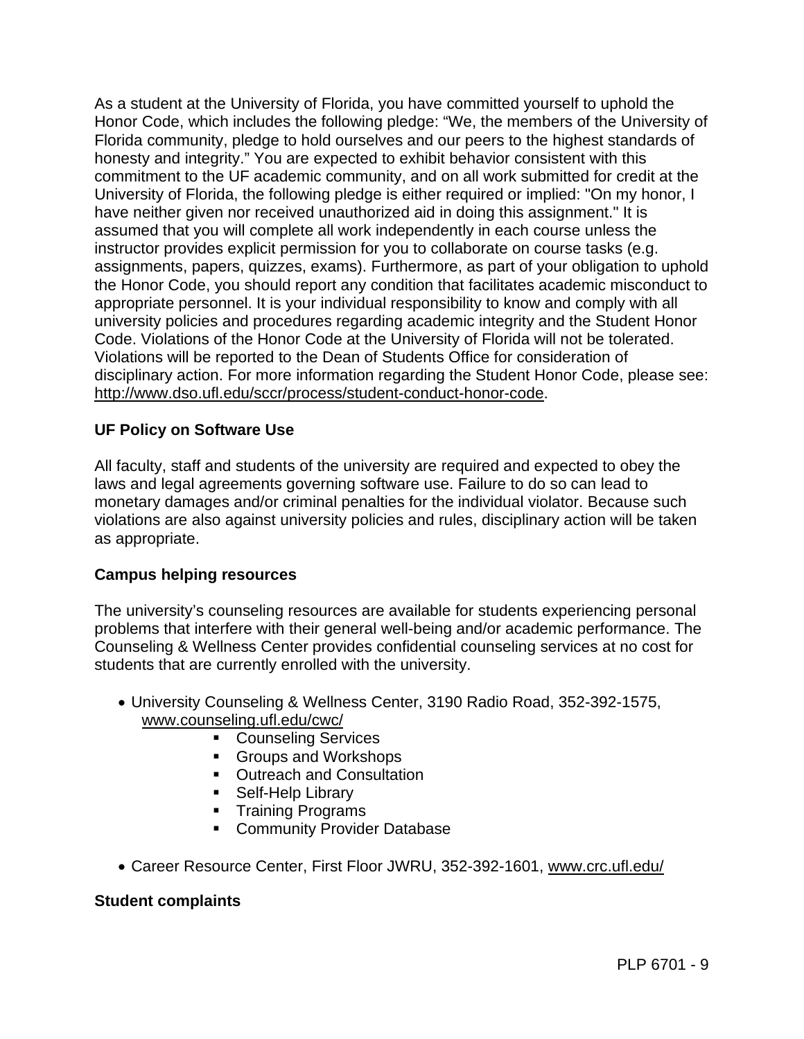As a student at the University of Florida, you have committed yourself to uphold the Honor Code, which includes the following pledge: “We, the members of the University of Florida community, pledge to hold ourselves and our peers to the highest standards of honesty and integrity.” You are expected to exhibit behavior consistent with this commitment to the UF academic community, and on all work submitted for credit at the University of Florida, the following pledge is either required or implied: "On my honor, I have neither given nor received unauthorized aid in doing this assignment." It is assumed that you will complete all work independently in each course unless the instructor provides explicit permission for you to collaborate on course tasks (e.g. assignments, papers, quizzes, exams). Furthermore, as part of your obligation to uphold the Honor Code, you should report any condition that facilitates academic misconduct to appropriate personnel. It is your individual responsibility to know and comply with all university policies and procedures regarding academic integrity and the Student Honor Code. Violations of the Honor Code at the University of Florida will not be tolerated. Violations will be reported to the Dean of Students Office for consideration of disciplinary action. For more information regarding the Student Honor Code, please see: http://www.dso.ufl.edu/sccr/process/student-conduct-honor-code.

**UF Policy on Software Use**

All faculty, staff and students of the university are required and expected to obey the laws and legal agreements governing software use. Failure to do so can lead to monetary damages and/or criminal penalties for the individual violator. Because such violations are also against university policies and rules, disciplinary action will be taken as appropriate.

**Campus helping resources**

The university’s counseling resources are available for students experiencing personal problems that interfere with their general well-being and/or academic performance. The Counseling & Wellness Center provides confidential counseling services at no cost for students that are currently enrolled with the university.

- University Counseling & Wellness Center, 3190 Radio Road, 352-392-1575, www.counseling.ufl.edu/cwc/
    - Counseling Services
    - Groups and Workshops
    - Outreach and Consultation
    - Self-Help Library
    - Training Programs
    - Community Provider Database
- Career Resource Center, First Floor JWRU, 352-392-1601, www.crc.ufl.edu/

**Student complaints**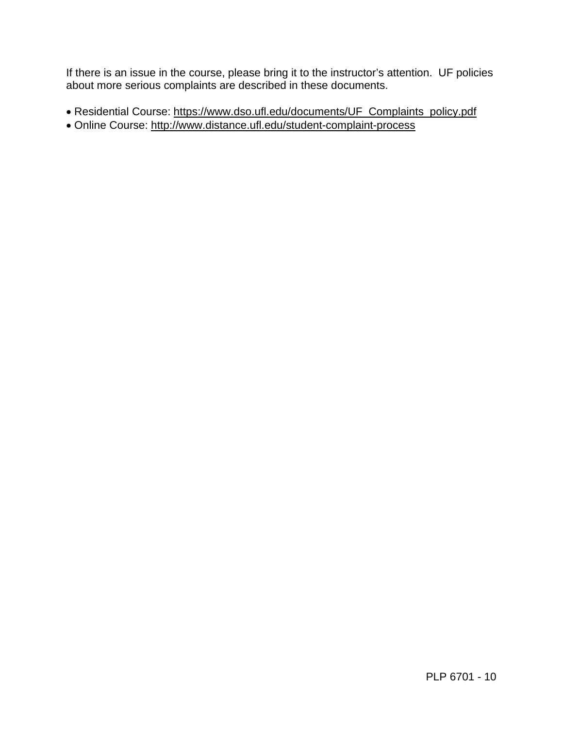If there is an issue in the course, please bring it to the instructor's attention. UF policies about more serious complaints are described in these documents.

- Residential Course: https://www.dso.ufl.edu/documents/UF_Complaints_policy.pdf
- Online Course: http://www.distance.ufl.edu/student-complaint-process